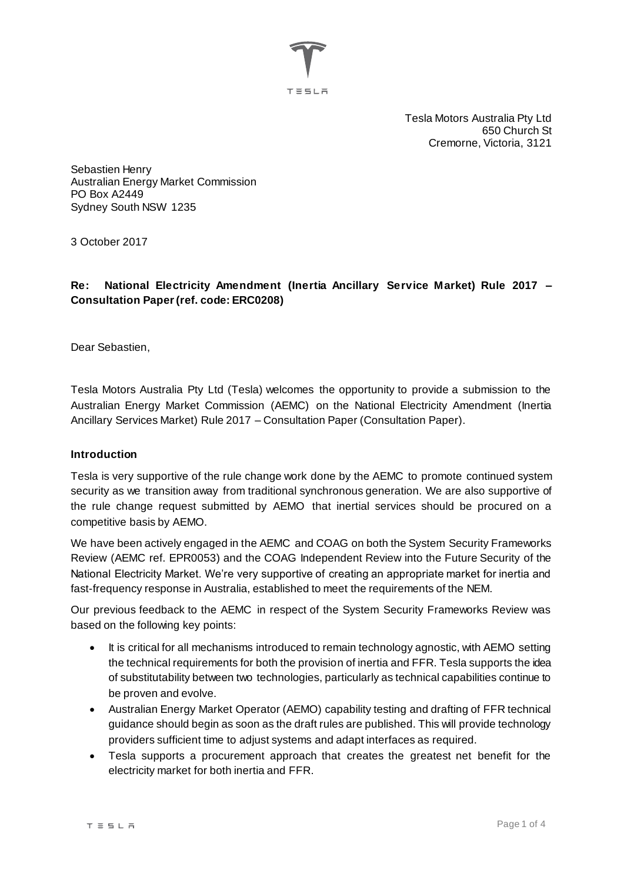Tesla Motors Australia Pty Ltd
650 Church St
Cremorne, Victoria, 3121

Sebastien Henry
Australian Energy Market Commission
PO Box A2449
Sydney South NSW 1235

3 October 2017

**Re: National Electricity Amendment (Inertia Ancillary Service Market) Rule 2017 – Consultation Paper (ref. code: ERC0208)**

Dear Sebastien,

Tesla Motors Australia Pty Ltd (Tesla) welcomes the opportunity to provide a submission to the Australian Energy Market Commission (AEMC) on the National Electricity Amendment (Inertia Ancillary Services Market) Rule 2017 – Consultation Paper (Consultation Paper).

### Introduction

Tesla is very supportive of the rule change work done by the AEMC to promote continued system security as we transition away from traditional synchronous generation. We are also supportive of the rule change request submitted by AEMO that inertial services should be procured on a competitive basis by AEMO.

We have been actively engaged in the AEMC and COAG on both the System Security Frameworks Review (AEMC ref. EPR0053) and the COAG Independent Review into the Future Security of the National Electricity Market. We're very supportive of creating an appropriate market for inertia and fast-frequency response in Australia, established to meet the requirements of the NEM.

Our previous feedback to the AEMC in respect of the System Security Frameworks Review was based on the following key points:

- It is critical for all mechanisms introduced to remain technology agnostic, with AEMO setting the technical requirements for both the provision of inertia and FFR. Tesla supports the idea of substitutability between two technologies, particularly as technical capabilities continue to be proven and evolve.
- Australian Energy Market Operator (AEMO) capability testing and drafting of FFR technical guidance should begin as soon as the draft rules are published. This will provide technology providers sufficient time to adjust systems and adapt interfaces as required.
- Tesla supports a procurement approach that creates the greatest net benefit for the electricity market for both inertia and FFR.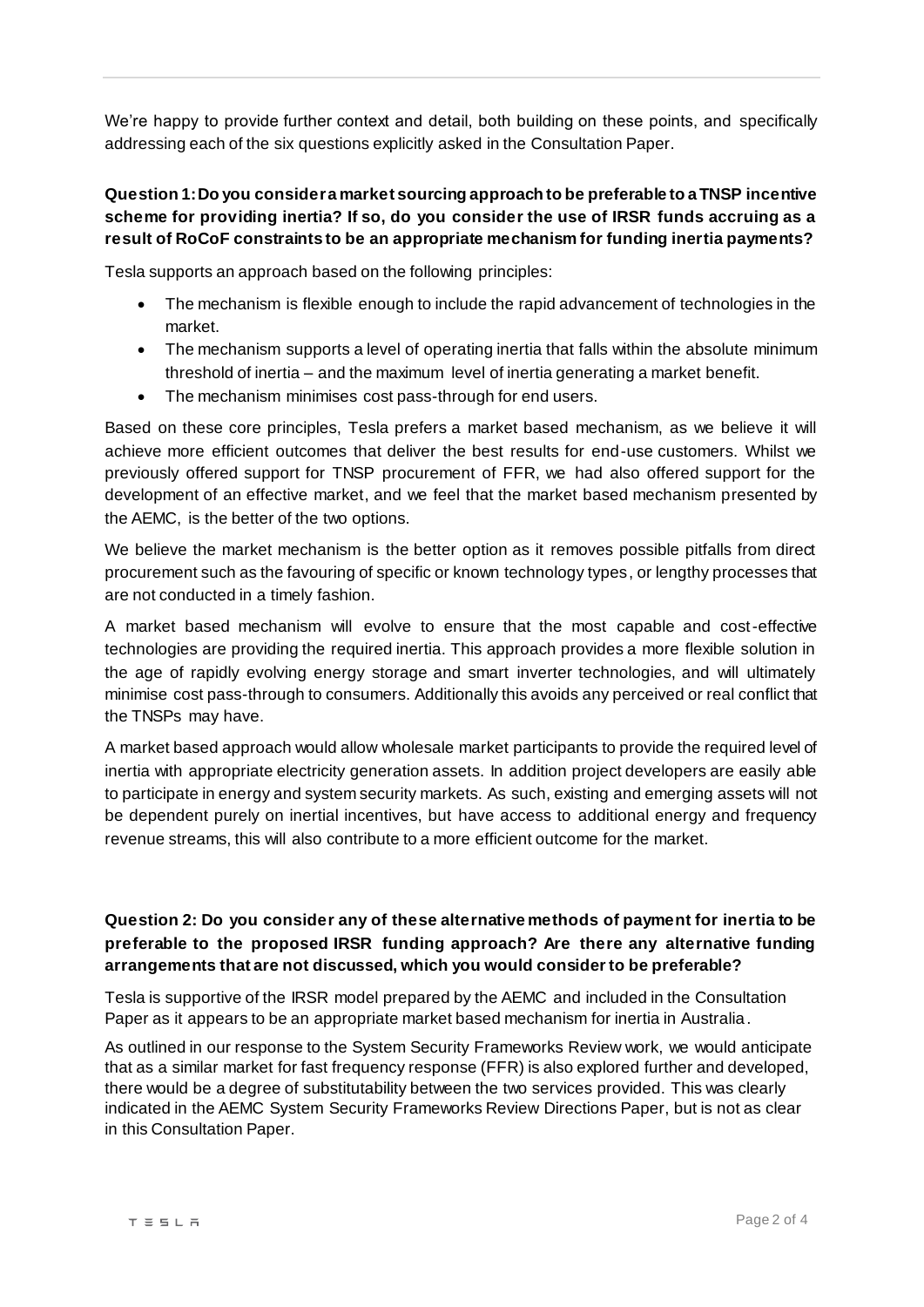We're happy to provide further context and detail, both building on these points, and specifically addressing each of the six questions explicitly asked in the Consultation Paper.

**Question 1: Do you consider a market sourcing approach to be preferable to a TNSP incentive scheme for providing inertia? If so, do you consider the use of IRSR funds accruing as a result of RoCoF constraints to be an appropriate mechanism for funding inertia payments?**

Tesla supports an approach based on the following principles:

- The mechanism is flexible enough to include the rapid advancement of technologies in the market.
- The mechanism supports a level of operating inertia that falls within the absolute minimum threshold of inertia – and the maximum level of inertia generating a market benefit.
- The mechanism minimises cost pass-through for end users.

Based on these core principles, Tesla prefers a market based mechanism, as we believe it will achieve more efficient outcomes that deliver the best results for end-use customers. Whilst we previously offered support for TNSP procurement of FFR, we had also offered support for the development of an effective market, and we feel that the market based mechanism presented by the AEMC, is the better of the two options.

We believe the market mechanism is the better option as it removes possible pitfalls from direct procurement such as the favouring of specific or known technology types, or lengthy processes that are not conducted in a timely fashion.

A market based mechanism will evolve to ensure that the most capable and cost-effective technologies are providing the required inertia. This approach provides a more flexible solution in the age of rapidly evolving energy storage and smart inverter technologies, and will ultimately minimise cost pass-through to consumers. Additionally this avoids any perceived or real conflict that the TNSPs may have.

A market based approach would allow wholesale market participants to provide the required level of inertia with appropriate electricity generation assets. In addition project developers are easily able to participate in energy and system security markets. As such, existing and emerging assets will not be dependent purely on inertial incentives, but have access to additional energy and frequency revenue streams, this will also contribute to a more efficient outcome for the market.

**Question 2: Do you consider any of these alternative methods of payment for inertia to be preferable to the proposed IRSR funding approach? Are there any alternative funding arrangements that are not discussed, which you would consider to be preferable?**

Tesla is supportive of the IRSR model prepared by the AEMC and included in the Consultation Paper as it appears to be an appropriate market based mechanism for inertia in Australia.

As outlined in our response to the System Security Frameworks Review work, we would anticipate that as a similar market for fast frequency response (FFR) is also explored further and developed, there would be a degree of substitutability between the two services provided. This was clearly indicated in the AEMC System Security Frameworks Review Directions Paper, but is not as clear in this Consultation Paper.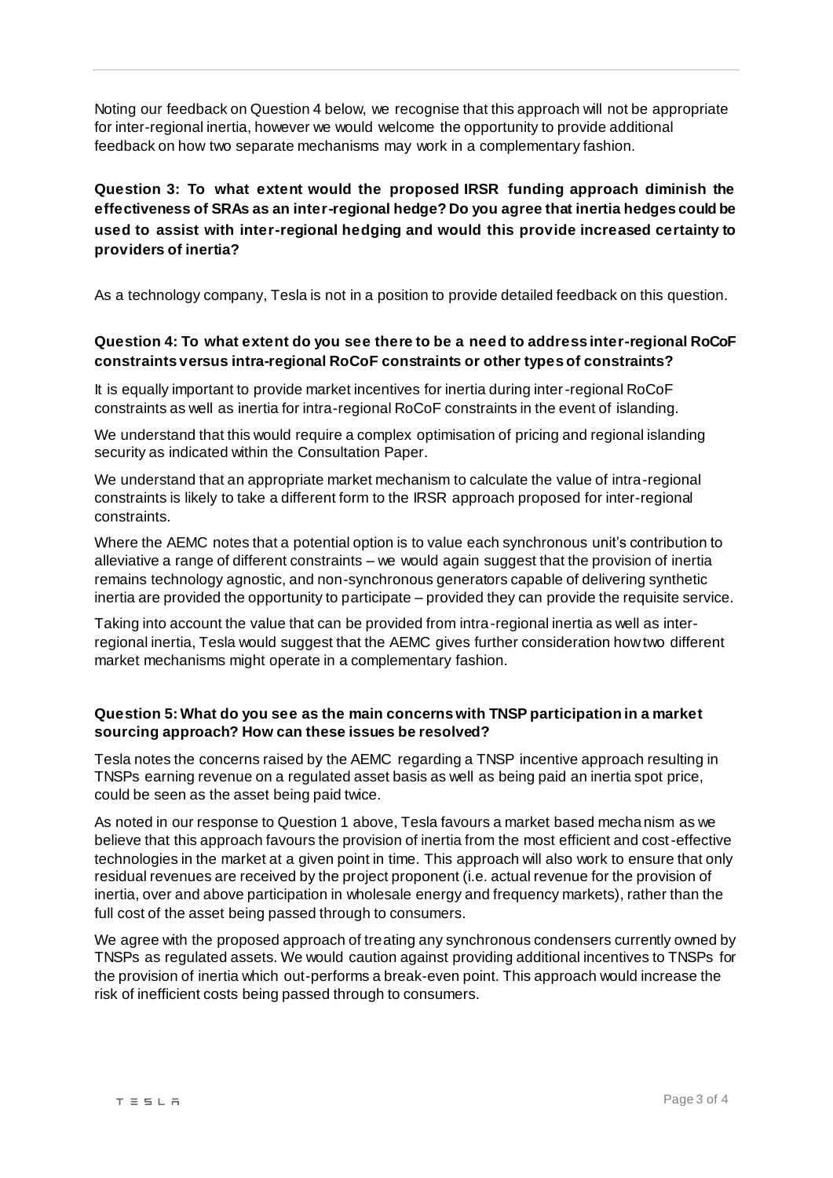Noting our feedback on Question 4 below, we recognise that this approach will not be appropriate for inter-regional inertia, however we would welcome the opportunity to provide additional feedback on how two separate mechanisms may work in a complementary fashion.

**Question 3: To what extent would the proposed IRSR funding approach diminish the effectiveness of SRAs as an inter-regional hedge? Do you agree that inertia hedges could be used to assist with inter-regional hedging and would this provide increased certainty to providers of inertia?**

As a technology company, Tesla is not in a position to provide detailed feedback on this question.

**Question 4: To what extent do you see there to be a need to address inter-regional RoCoF constraints versus intra-regional RoCoF constraints or other types of constraints?**

It is equally important to provide market incentives for inertia during inter-regional RoCoF constraints as well as inertia for intra-regional RoCoF constraints in the event of islanding.

We understand that this would require a complex optimisation of pricing and regional islanding security as indicated within the Consultation Paper.

We understand that an appropriate market mechanism to calculate the value of intra-regional constraints is likely to take a different form to the IRSR approach proposed for inter-regional constraints.

Where the AEMC notes that a potential option is to value each synchronous unit's contribution to alleviative a range of different constraints – we would again suggest that the provision of inertia remains technology agnostic, and non-synchronous generators capable of delivering synthetic inertia are provided the opportunity to participate – provided they can provide the requisite service.

Taking into account the value that can be provided from intra-regional inertia as well as inter-regional inertia, Tesla would suggest that the AEMC gives further consideration how two different market mechanisms might operate in a complementary fashion.

**Question 5: What do you see as the main concerns with TNSP participation in a market sourcing approach? How can these issues be resolved?**

Tesla notes the concerns raised by the AEMC regarding a TNSP incentive approach resulting in TNSPs earning revenue on a regulated asset basis as well as being paid an inertia spot price, could be seen as the asset being paid twice.

As noted in our response to Question 1 above, Tesla favours a market based mechanism as we believe that this approach favours the provision of inertia from the most efficient and cost-effective technologies in the market at a given point in time. This approach will also work to ensure that only residual revenues are received by the project proponent (i.e. actual revenue for the provision of inertia, over and above participation in wholesale energy and frequency markets), rather than the full cost of the asset being passed through to consumers.

We agree with the proposed approach of treating any synchronous condensers currently owned by TNSPs as regulated assets. We would caution against providing additional incentives to TNSPs for the provision of inertia which out-performs a break-even point. This approach would increase the risk of inefficient costs being passed through to consumers.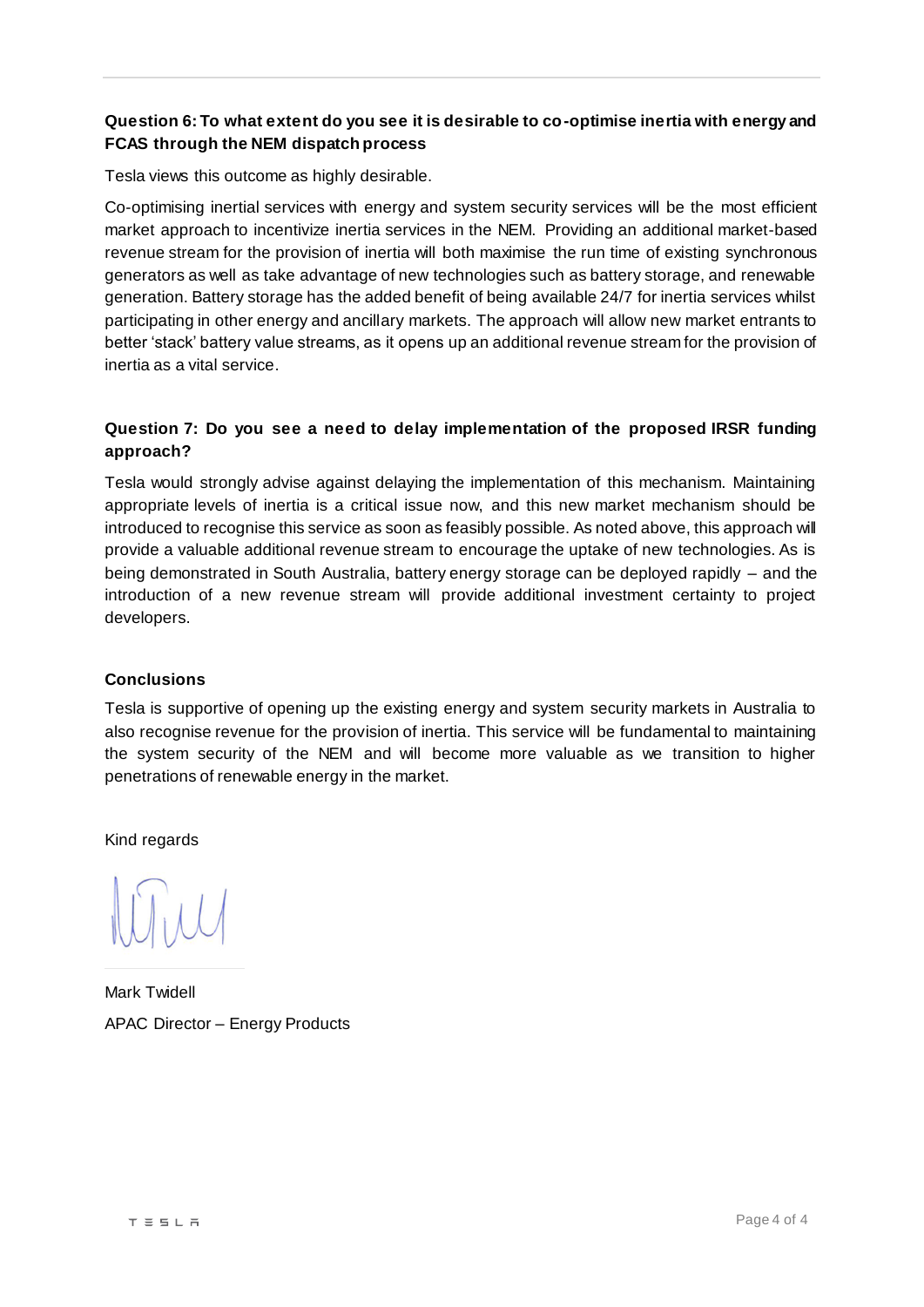**Question 6: To what extent do you see it is desirable to co-optimise inertia with energy and FCAS through the NEM dispatch process**

Tesla views this outcome as highly desirable.

Co-optimising inertial services with energy and system security services will be the most efficient market approach to incentivize inertia services in the NEM. Providing an additional market-based revenue stream for the provision of inertia will both maximise the run time of existing synchronous generators as well as take advantage of new technologies such as battery storage, and renewable generation. Battery storage has the added benefit of being available 24/7 for inertia services whilst participating in other energy and ancillary markets. The approach will allow new market entrants to better 'stack' battery value streams, as it opens up an additional revenue stream for the provision of inertia as a vital service.

**Question 7: Do you see a need to delay implementation of the proposed IRSR funding approach?**

Tesla would strongly advise against delaying the implementation of this mechanism. Maintaining appropriate levels of inertia is a critical issue now, and this new market mechanism should be introduced to recognise this service as soon as feasibly possible. As noted above, this approach will provide a valuable additional revenue stream to encourage the uptake of new technologies. As is being demonstrated in South Australia, battery energy storage can be deployed rapidly – and the introduction of a new revenue stream will provide additional investment certainty to project developers.

**Conclusions**

Tesla is supportive of opening up the existing energy and system security markets in Australia to also recognise revenue for the provision of inertia. This service will be fundamental to maintaining the system security of the NEM and will become more valuable as we transition to higher penetrations of renewable energy in the market.

Kind regards

Mark Twidell

APAC Director – Energy Products